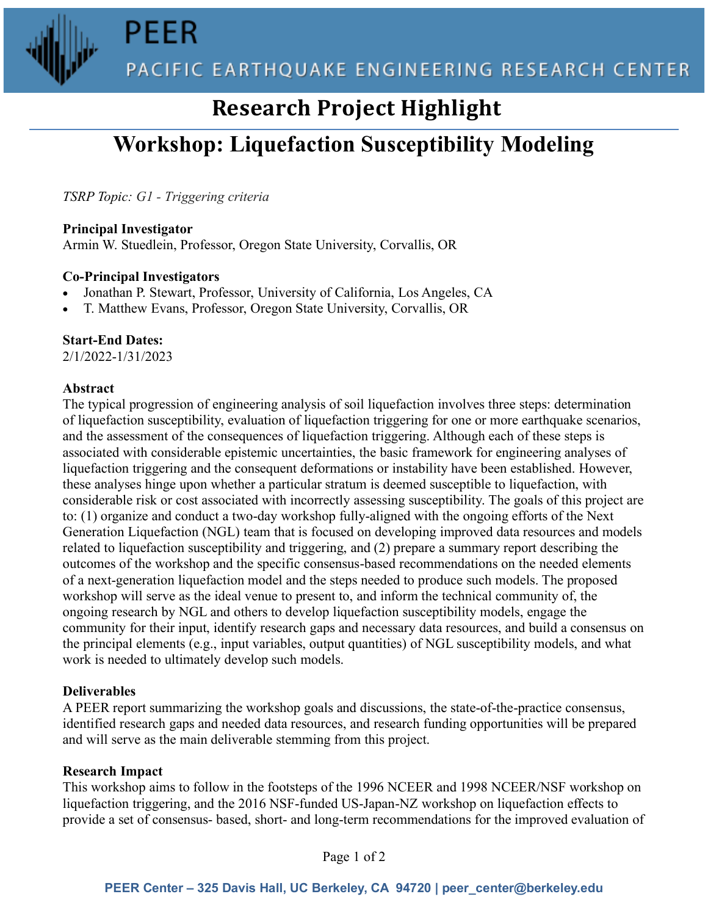# PEER

PACIFIC EARTHQUAKE ENGINEERING RESEARCH CENTER

## Research Project Highlight

# Workshop: Liquefaction Susceptibility Modeling

*TSRP Topic: G1 - Triggering criteria*

**Principal Investigator**
Armin W. Stuedlein, Professor, Oregon State University, Corvallis, OR

**Co-Principal Investigators**

- Jonathan P. Stewart, Professor, University of California, Los Angeles, CA
- T. Matthew Evans, Professor, Oregon State University, Corvallis, OR

**Start-End Dates:**
2/1/2022-1/31/2023

**Abstract**
The typical progression of engineering analysis of soil liquefaction involves three steps: determination of liquefaction susceptibility, evaluation of liquefaction triggering for one or more earthquake scenarios, and the assessment of the consequences of liquefaction triggering. Although each of these steps is associated with considerable epistemic uncertainties, the basic framework for engineering analyses of liquefaction triggering and the consequent deformations or instability have been established. However, these analyses hinge upon whether a particular stratum is deemed susceptible to liquefaction, with considerable risk or cost associated with incorrectly assessing susceptibility. The goals of this project are to: (1) organize and conduct a two-day workshop fully-aligned with the ongoing efforts of the Next Generation Liquefaction (NGL) team that is focused on developing improved data resources and models related to liquefaction susceptibility and triggering, and (2) prepare a summary report describing the outcomes of the workshop and the specific consensus-based recommendations on the needed elements of a next-generation liquefaction model and the steps needed to produce such models. The proposed workshop will serve as the ideal venue to present to, and inform the technical community of, the ongoing research by NGL and others to develop liquefaction susceptibility models, engage the community for their input, identify research gaps and necessary data resources, and build a consensus on the principal elements (e.g., input variables, output quantities) of NGL susceptibility models, and what work is needed to ultimately develop such models.

**Deliverables**
A PEER report summarizing the workshop goals and discussions, the state-of-the-practice consensus, identified research gaps and needed data resources, and research funding opportunities will be prepared and will serve as the main deliverable stemming from this project.

**Research Impact**
This workshop aims to follow in the footsteps of the 1996 NCEER and 1998 NCEER/NSF workshop on liquefaction triggering, and the 2016 NSF-funded US-Japan-NZ workshop on liquefaction effects to provide a set of consensus- based, short- and long-term recommendations for the improved evaluation of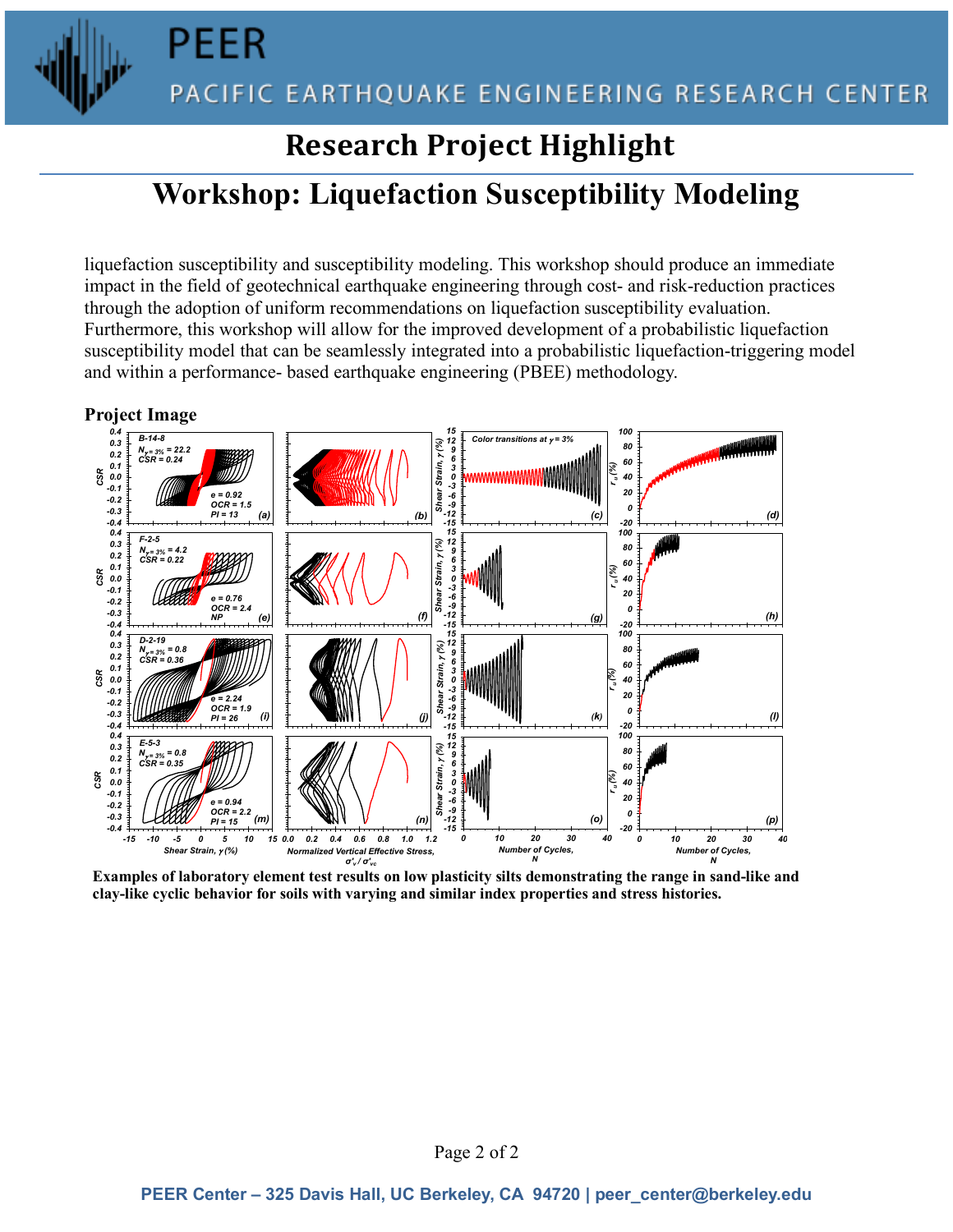# Research Project Highlight

## Workshop: Liquefaction Susceptibility Modeling

liquefaction susceptibility and susceptibility modeling. This workshop should produce an immediate impact in the field of geotechnical earthquake engineering through cost- and risk-reduction practices through the adoption of uniform recommendations on liquefaction susceptibility evaluation. Furthermore, this workshop will allow for the improved development of a probabilistic liquefaction susceptibility model that can be seamlessly integrated into a probabilistic liquefaction-triggering model and within a performance- based earthquake engineering (PBEE) methodology.

### Project Image

B-14-8
$N_{\gamma=3\%} = 22.2$
CSR = 0.24
e = 0.92
OCR = 1.5
PI = 13

F-2-5
$N_{\gamma=3\%} = 4.2$
CSR = 0.22
e = 0.76
OCR = 2.4
NP

D-2-19
$N_{\gamma=3\%} = 0.8$
CSR = 0.36
e = 2.24
OCR = 1.9
PI = 26

E-5-3
$N_{\gamma=3\%} = 0.8$
CSR = 0.35
e = 0.94
OCR = 2.2
PI = 15

Color transitions at $\gamma = 3\%$

CSR

Shear Strain, $\gamma$ (%)

Normalized Vertical Effective Stress, $\sigma'_v / \sigma'_{vc}$

Number of Cycles, N

$r_u$ (%)

(a) (b) (c) (d) (e) (f) (g) (h) (i) (j) (k) (l) (m) (n) (o) (p)

**Examples of laboratory element test results on low plasticity silts demonstrating the range in sand-like and clay-like cyclic behavior for soils with varying and similar index properties and stress histories.**